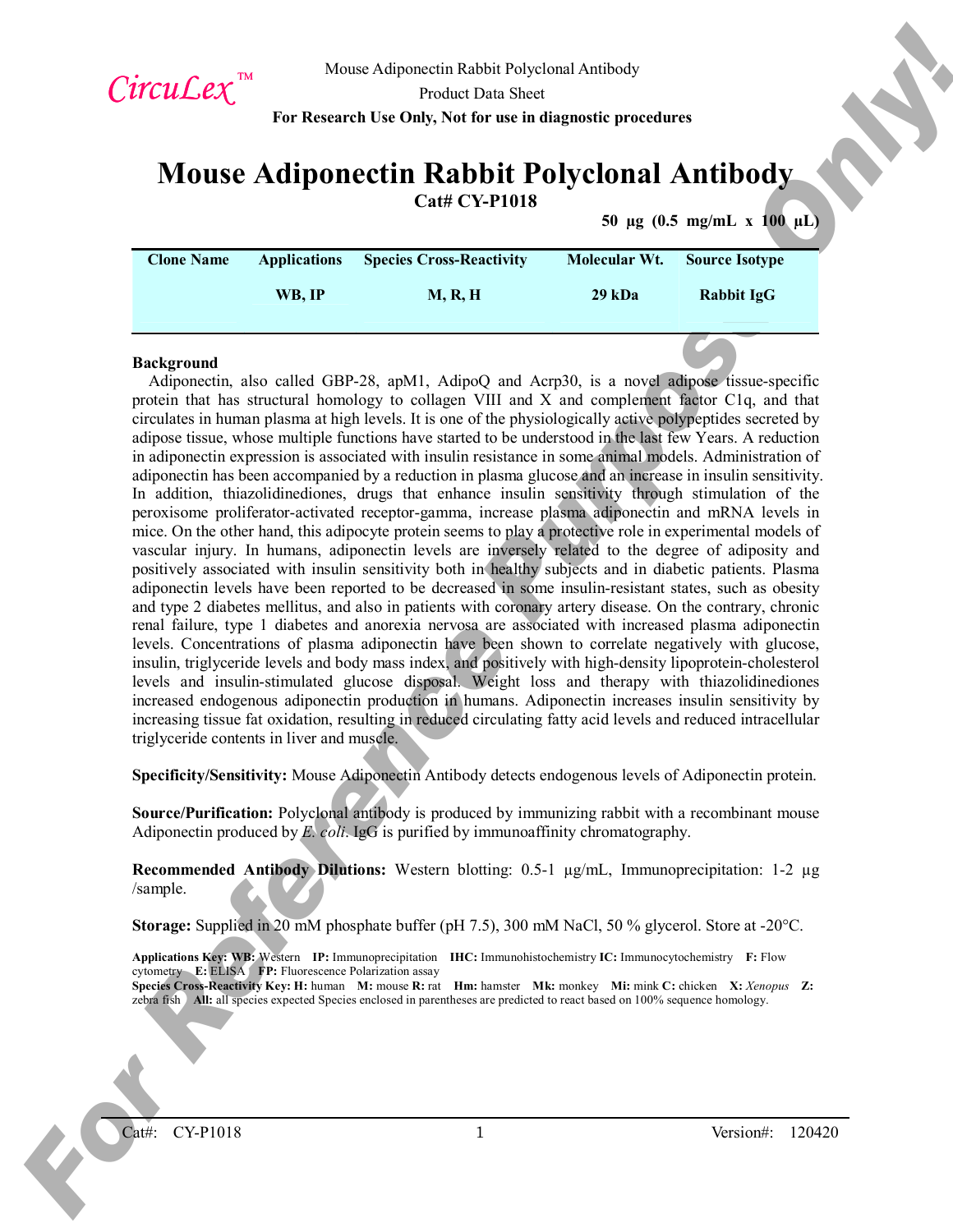CircuLex™

Mouse Adiponectin Rabbit Polyclonal Antibody

Product Data Sheet

**For Research Use Only, Not for use in diagnostic procedures**

# Mouse Adiponectin Rabbit Polyclonal Antibody

**Cat# CY-P1018**

**50 µg (0.5 mg/mL x 100 µL)**

| Clone Name | Applications | Species Cross-Reactivity | Molecular Wt. | Source Isotype |
|---|---|---|---|---|
| | WB, IP | M, R, H | 29 kDa | Rabbit IgG |

**Background**

Adiponectin, also called GBP-28, apM1, AdipoQ and Acrp30, is a novel adipose tissue-specific protein that has structural homology to collagen VIII and X and complement factor C1q, and that circulates in human plasma at high levels. It is one of the physiologically active polypeptides secreted by adipose tissue, whose multiple functions have started to be understood in the last few Years. A reduction in adiponectin expression is associated with insulin resistance in some animal models. Administration of adiponectin has been accompanied by a reduction in plasma glucose and an increase in insulin sensitivity. In addition, thiazolidinediones, drugs that enhance insulin sensitivity through stimulation of the peroxisome proliferator-activated receptor-gamma, increase plasma adiponectin and mRNA levels in mice. On the other hand, this adipocyte protein seems to play a protective role in experimental models of vascular injury. In humans, adiponectin levels are inversely related to the degree of adiposity and positively associated with insulin sensitivity both in healthy subjects and in diabetic patients. Plasma adiponectin levels have been reported to be decreased in some insulin-resistant states, such as obesity and type 2 diabetes mellitus, and also in patients with coronary artery disease. On the contrary, chronic renal failure, type 1 diabetes and anorexia nervosa are associated with increased plasma adiponectin levels. Concentrations of plasma adiponectin have been shown to correlate negatively with glucose, insulin, triglyceride levels and body mass index, and positively with high-density lipoprotein-cholesterol levels and insulin-stimulated glucose disposal. Weight loss and therapy with thiazolidinediones increased endogenous adiponectin production in humans. Adiponectin increases insulin sensitivity by increasing tissue fat oxidation, resulting in reduced circulating fatty acid levels and reduced intracellular triglyceride contents in liver and muscle.

**Specificity/Sensitivity:** Mouse Adiponectin Antibody detects endogenous levels of Adiponectin protein.

**Source/Purification:** Polyclonal antibody is produced by immunizing rabbit with a recombinant mouse Adiponectin produced by *E. coli*. IgG is purified by immunoaffinity chromatography.

**Recommended Antibody Dilutions:** Western blotting: 0.5-1 µg/mL, Immunoprecipitation: 1-2 µg /sample.

**Storage:** Supplied in 20 mM phosphate buffer (pH 7.5), 300 mM NaCl, 50 % glycerol. Store at -20°C.

**Applications Key: WB:** Western **IP:** Immunoprecipitation **IHC:** Immunohistochemistry **IC:** Immunocytochemistry **F:** Flow cytometry **E:** ELISA **FP:** Fluorescence Polarization assay
**Species Cross-Reactivity Key: H:** human **M:** mouse **R:** rat **Hm:** hamster **Mk:** monkey **Mi:** mink **C:** chicken **X:** *Xenopus* **Z:** zebra fish **All:** all species expected Species enclosed in parentheses are predicted to react based on 100% sequence homology.

Cat#: CY-P1018 Version#: 120420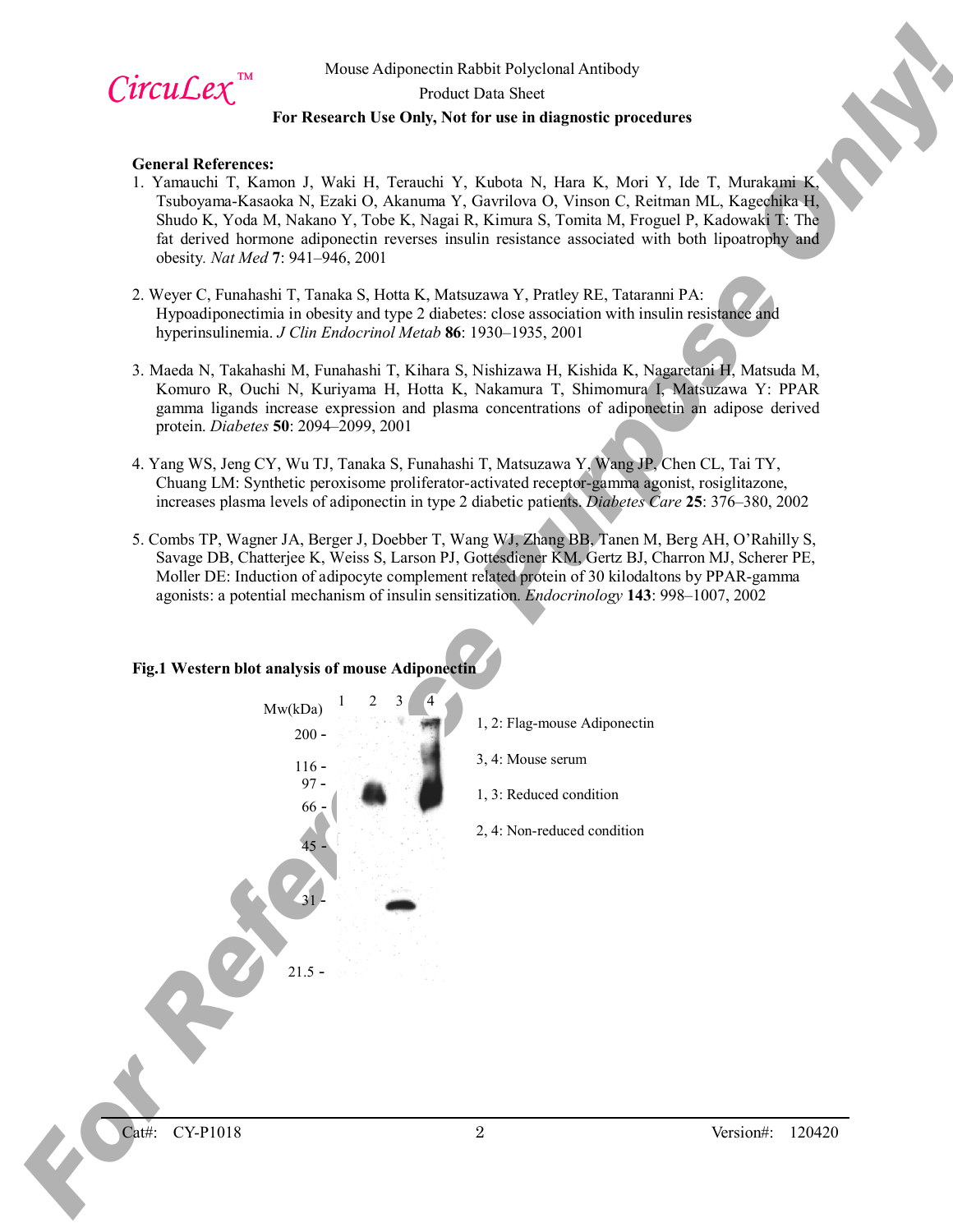**General References:**

1. Yamauchi T, Kamon J, Waki H, Terauchi Y, Kubota N, Hara K, Mori Y, Ide T, Murakami K, Tsuboyama-Kasaoka N, Ezaki O, Akanuma Y, Gavrilova O, Vinson C, Reitman ML, Kagechika H, Shudo K, Yoda M, Nakano Y, Tobe K, Nagai R, Kimura S, Tomita M, Froguel P, Kadowaki T: The fat derived hormone adiponectin reverses insulin resistance associated with both lipoatrophy and obesity. *Nat Med* **7**: 941–946, 2001

2. Weyer C, Funahashi T, Tanaka S, Hotta K, Matsuzawa Y, Pratley RE, Tataranni PA: Hypoadiponectimia in obesity and type 2 diabetes: close association with insulin resistance and hyperinsulinemia. *J Clin Endocrinol Metab* **86**: 1930–1935, 2001

3. Maeda N, Takahashi M, Funahashi T, Kihara S, Nishizawa H, Kishida K, Nagaretani H, Matsuda M, Komuro R, Ouchi N, Kuriyama H, Hotta K, Nakamura T, Shimomura I, Matsuzawa Y: PPAR gamma ligands increase expression and plasma concentrations of adiponectin an adipose derived protein. *Diabetes* **50**: 2094–2099, 2001

4. Yang WS, Jeng CY, Wu TJ, Tanaka S, Funahashi T, Matsuzawa Y, Wang JP, Chen CL, Tai TY, Chuang LM: Synthetic peroxisome proliferator-activated receptor-gamma agonist, rosiglitazone, increases plasma levels of adiponectin in type 2 diabetic patients. *Diabetes Care* **25**: 376–380, 2002

5. Combs TP, Wagner JA, Berger J, Doebber T, Wang WJ, Zhang BB, Tanen M, Berg AH, O'Rahilly S, Savage DB, Chatterjee K, Weiss S, Larson PJ, Gottesdiener KM, Gertz BJ, Charron MJ, Scherer PE, Moller DE: Induction of adipocyte complement related protein of 30 kilodaltons by PPAR-gamma agonists: a potential mechanism of insulin sensitization. *Endocrinology* **143**: 998–1007, 2002

**Fig.1 Western blot analysis of mouse Adiponectin**

Mw(kDa): 200, 116, 97, 66, 45, 31, 21.5

Lanes: 1 2 3 4

1, 2: Flag-mouse Adiponectin

3, 4: Mouse serum

1, 3: Reduced condition

2, 4: Non-reduced condition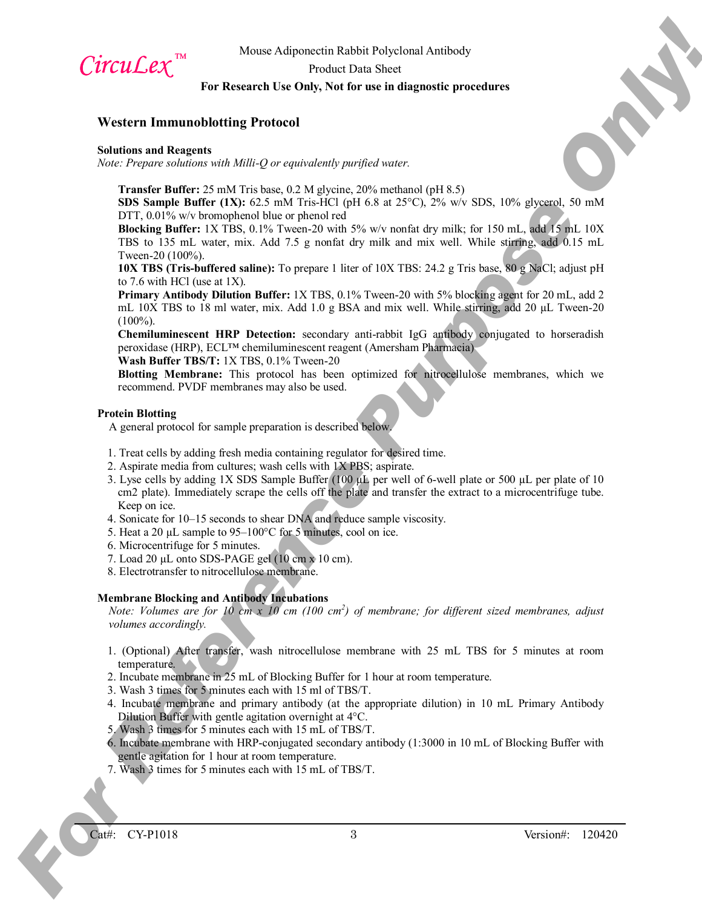## Western Immunoblotting Protocol

### Solutions and Reagents

*Note: Prepare solutions with Milli-Q or equivalently purified water.*

**Transfer Buffer:** 25 mM Tris base, 0.2 M glycine, 20% methanol (pH 8.5)
**SDS Sample Buffer (1X):** 62.5 mM Tris-HCl (pH 6.8 at 25°C), 2% w/v SDS, 10% glycerol, 50 mM DTT, 0.01% w/v bromophenol blue or phenol red
**Blocking Buffer:** 1X TBS, 0.1% Tween-20 with 5% w/v nonfat dry milk; for 150 mL, add 15 mL 10X TBS to 135 mL water, mix. Add 7.5 g nonfat dry milk and mix well. While stirring, add 0.15 mL Tween-20 (100%).
**10X TBS (Tris-buffered saline):** To prepare 1 liter of 10X TBS: 24.2 g Tris base, 80 g NaCl; adjust pH to 7.6 with HCl (use at 1X).
**Primary Antibody Dilution Buffer:** 1X TBS, 0.1% Tween-20 with 5% blocking agent for 20 mL, add 2 mL 10X TBS to 18 ml water, mix. Add 1.0 g BSA and mix well. While stirring, add 20 µL Tween-20 (100%).
**Chemiluminescent HRP Detection:** secondary anti-rabbit IgG antibody conjugated to horseradish peroxidase (HRP), ECL™ chemiluminescent reagent (Amersham Pharmacia)
**Wash Buffer TBS/T:** 1X TBS, 0.1% Tween-20
**Blotting Membrane:** This protocol has been optimized for nitrocellulose membranes, which we recommend. PVDF membranes may also be used.

### Protein Blotting

A general protocol for sample preparation is described below.

1. Treat cells by adding fresh media containing regulator for desired time.
2. Aspirate media from cultures; wash cells with 1X PBS; aspirate.
3. Lyse cells by adding 1X SDS Sample Buffer (100 µL per well of 6-well plate or 500 µL per plate of 10 cm2 plate). Immediately scrape the cells off the plate and transfer the extract to a microcentrifuge tube. Keep on ice.
4. Sonicate for 10–15 seconds to shear DNA and reduce sample viscosity.
5. Heat a 20 µL sample to 95–100°C for 5 minutes, cool on ice.
6. Microcentrifuge for 5 minutes.
7. Load 20 µL onto SDS-PAGE gel (10 cm x 10 cm).
8. Electrotransfer to nitrocellulose membrane.

### Membrane Blocking and Antibody Incubations

*Note: Volumes are for 10 cm x 10 cm (100 cm$^2$) of membrane; for different sized membranes, adjust volumes accordingly.*

1. (Optional) After transfer, wash nitrocellulose membrane with 25 mL TBS for 5 minutes at room temperature.
2. Incubate membrane in 25 mL of Blocking Buffer for 1 hour at room temperature.
3. Wash 3 times for 5 minutes each with 15 ml of TBS/T.
4. Incubate membrane and primary antibody (at the appropriate dilution) in 10 mL Primary Antibody Dilution Buffer with gentle agitation overnight at 4°C.
5. Wash 3 times for 5 minutes each with 15 mL of TBS/T.
6. Incubate membrane with HRP-conjugated secondary antibody (1:3000 in 10 mL of Blocking Buffer with gentle agitation for 1 hour at room temperature.
7. Wash 3 times for 5 minutes each with 15 mL of TBS/T.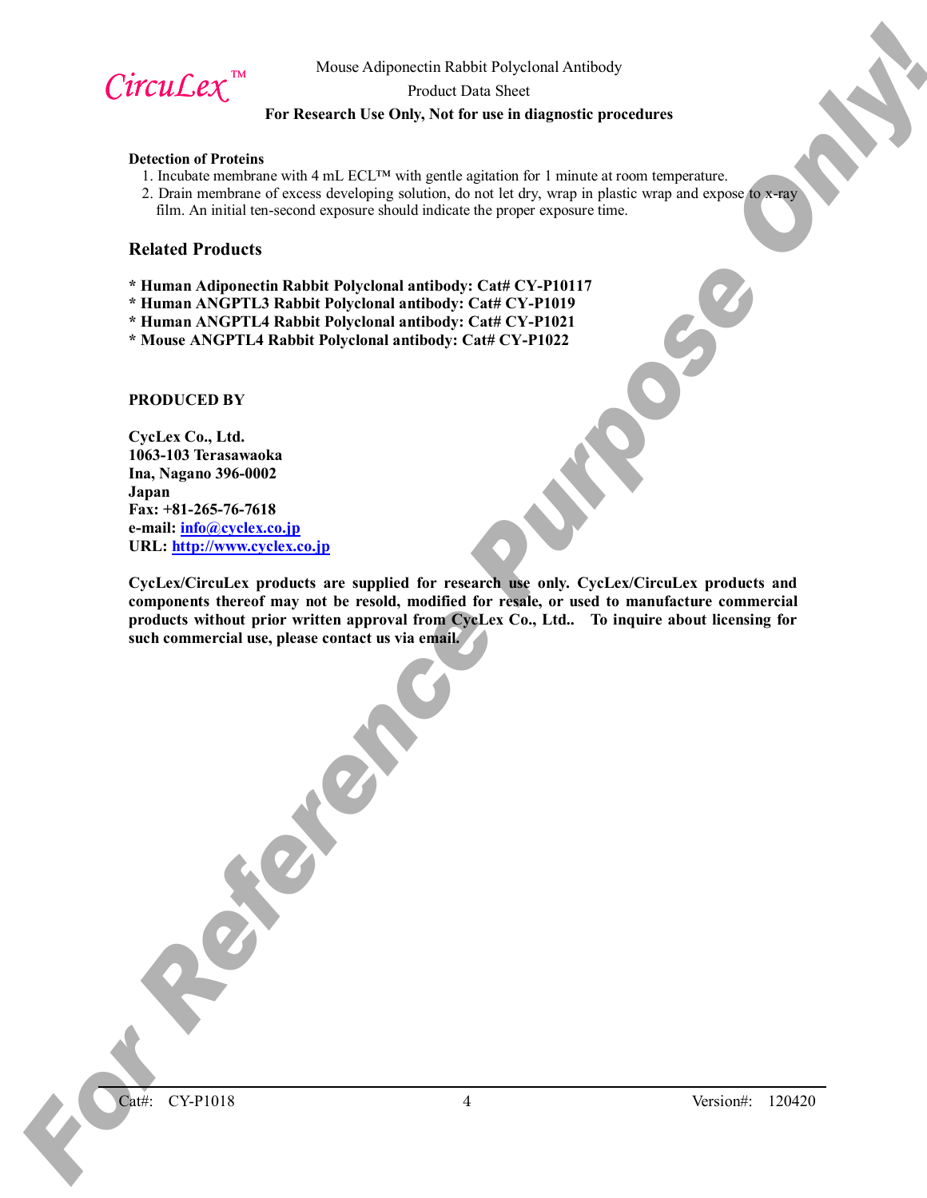**Detection of Proteins**

1. Incubate membrane with 4 mL ECL™ with gentle agitation for 1 minute at room temperature.
2. Drain membrane of excess developing solution, do not let dry, wrap in plastic wrap and expose to x-ray film. An initial ten-second exposure should indicate the proper exposure time.

## Related Products

**\* Human Adiponectin Rabbit Polyclonal antibody: Cat# CY-P10117**
**\* Human ANGPTL3 Rabbit Polyclonal antibody: Cat# CY-P1019**
**\* Human ANGPTL4 Rabbit Polyclonal antibody: Cat# CY-P1021**
**\* Mouse ANGPTL4 Rabbit Polyclonal antibody: Cat# CY-P1022**

**PRODUCED BY**

**CycLex Co., Ltd.**
**1063-103 Terasawaoka**
**Ina, Nagano 396-0002**
**Japan**
**Fax: +81-265-76-7618**
**e-mail: info@cyclex.co.jp**
**URL: http://www.cyclex.co.jp**

**CycLex/CircuLex products are supplied for research use only. CycLex/CircuLex products and components thereof may not be resold, modified for resale, or used to manufacture commercial products without prior written approval from CycLex Co., Ltd.. To inquire about licensing for such commercial use, please contact us via email.**